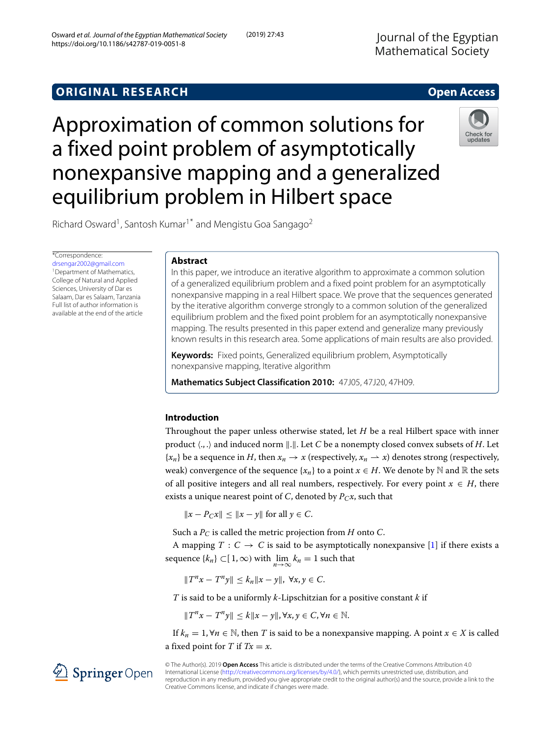ORIGINAL RESEARCH

Open Access

# Approximation of common solutions for a fixed point problem of asymptotically nonexpansive mapping and a generalized equilibrium problem in Hilbert space

Richard Osward[1], Santosh Kumar[1*] and Mengistu Goa Sangago[2]

*Correspondence: drsengar2002@gmail.com
[1]Department of Mathematics, College of Natural and Applied Sciences, University of Dar es Salaam, Dar es Salaam, Tanzania
Full list of author information is available at the end of the article

## Abstract

In this paper, we introduce an iterative algorithm to approximate a common solution of a generalized equilibrium problem and a fixed point problem for an asymptotically nonexpansive mapping in a real Hilbert space. We prove that the sequences generated by the iterative algorithm converge strongly to a common solution of the generalized equilibrium problem and the fixed point problem for an asymptotically nonexpansive mapping. The results presented in this paper extend and generalize many previously known results in this research area. Some applications of main results are also provided.

**Keywords:** Fixed points, Generalized equilibrium problem, Asymptotically nonexpansive mapping, Iterative algorithm

**Mathematics Subject Classification 2010:** 47J05, 47J20, 47H09.

## Introduction

Throughout the paper unless otherwise stated, let $H$ be a real Hilbert space with inner product $\langle .,. \rangle$ and induced norm $\|.\|$. Let $C$ be a nonempty closed convex subsets of $H$. Let $\{x_n\}$ be a sequence in $H$, then $x_n \to x$ (respectively, $x_n \rightharpoonup x$) denotes strong (respectively, weak) convergence of the sequence $\{x_n\}$ to a point $x \in H$. We denote by $\mathbb{N}$ and $\mathbb{R}$ the sets of all positive integers and all real numbers, respectively. For every point $x \in H$, there exists a unique nearest point of $C$, denoted by $P_C x$, such that

$$\|x - P_C x\| \leq \|x - y\| \text{ for all } y \in C.$$

Such a $P_C$ is called the metric projection from $H$ onto $C$.

A mapping $T : C \to C$ is said to be asymptotically nonexpansive [1] if there exists a sequence $\{k_n\} \subset [1, \infty)$ with $\lim_{n\to\infty} k_n = 1$ such that

$$\|T^n x - T^n y\| \leq k_n \|x - y\|, \ \forall x, y \in C.$$

$T$ is said to be a uniformly $k$-Lipschitzian for a positive constant $k$ if

$$\|T^n x - T^n y\| \leq k\|x - y\|, \forall x, y \in C, \forall n \in \mathbb{N}.$$

If $k_n = 1, \forall n \in \mathbb{N}$, then $T$ is said to be a nonexpansive mapping. A point $x \in X$ is called a fixed point for $T$ if $Tx = x$.

© The Author(s). 2019 **Open Access** This article is distributed under the terms of the Creative Commons Attribution 4.0 International License (http://creativecommons.org/licenses/by/4.0/), which permits unrestricted use, distribution, and reproduction in any medium, provided you give appropriate credit to the original author(s) and the source, provide a link to the Creative Commons license, and indicate if changes were made.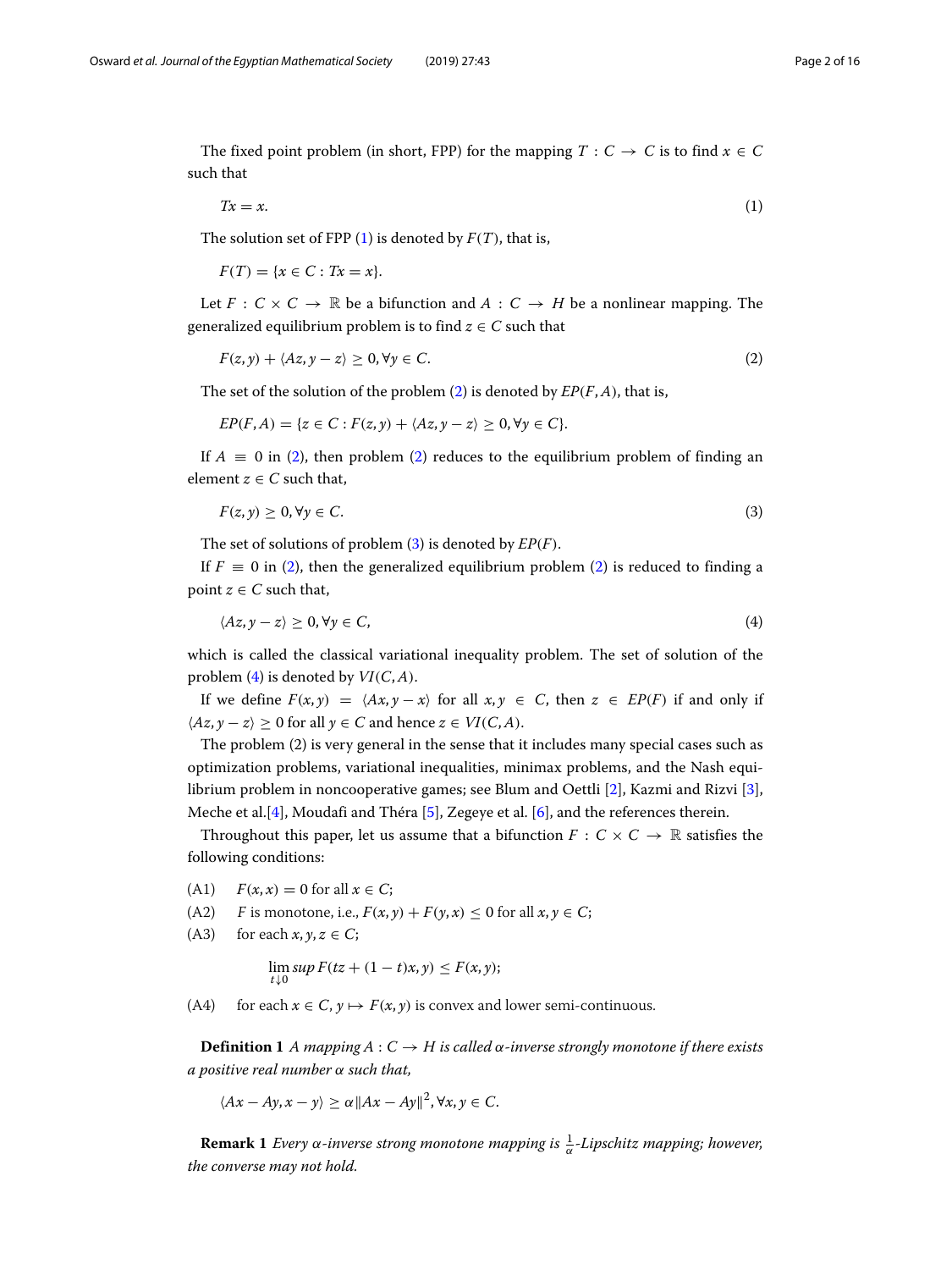The fixed point problem (in short, FPP) for the mapping $T : C \to C$ is to find $x \in C$ such that

$$Tx = x. \tag{1}$$

The solution set of FPP (1) is denoted by $F(T)$, that is,

$$F(T) = \{x \in C : Tx = x\}.$$

Let $F : C \times C \to \mathbb{R}$ be a bifunction and $A : C \to H$ be a nonlinear mapping. The generalized equilibrium problem is to find $z \in C$ such that

$$F(z, y) + \langle Az, y - z\rangle \geq 0, \forall y \in C. \tag{2}$$

The set of the solution of the problem (2) is denoted by $EP(F, A)$, that is,

$$EP(F, A) = \{z \in C : F(z, y) + \langle Az, y - z\rangle \geq 0, \forall y \in C\}.$$

If $A \equiv 0$ in (2), then problem (2) reduces to the equilibrium problem of finding an element $z \in C$ such that,

$$F(z, y) \geq 0, \forall y \in C. \tag{3}$$

The set of solutions of problem (3) is denoted by $EP(F)$.

If $F \equiv 0$ in (2), then the generalized equilibrium problem (2) is reduced to finding a point $z \in C$ such that,

$$\langle Az, y - z\rangle \geq 0, \forall y \in C, \tag{4}$$

which is called the classical variational inequality problem. The set of solution of the problem (4) is denoted by $VI(C, A)$.

If we define $F(x, y) = \langle Ax, y - x\rangle$ for all $x, y \in C$, then $z \in EP(F)$ if and only if $\langle Az, y - z\rangle \geq 0$ for all $y \in C$ and hence $z \in VI(C, A)$.

The problem (2) is very general in the sense that it includes many special cases such as optimization problems, variational inequalities, minimax problems, and the Nash equilibrium problem in noncooperative games; see Blum and Oettli [2], Kazmi and Rizvi [3], Meche et al.[4], Moudafi and Théra [5], Zegeye et al. [6], and the references therein.

Throughout this paper, let us assume that a bifunction $F : C \times C \to \mathbb{R}$ satisfies the following conditions:

(A1) $F(x, x) = 0$ for all $x \in C$;

(A2) $F$ is monotone, i.e., $F(x, y) + F(y, x) \leq 0$ for all $x, y \in C$;

(A3) for each $x, y, z \in C$;

$$\lim_{t \downarrow 0} sup\, F(tz + (1 - t)x, y) \leq F(x, y);$$

(A4) for each $x \in C$, $y \mapsto F(x, y)$ is convex and lower semi-continuous.

**Definition 1** *A mapping $A : C \to H$ is called $\alpha$-inverse strongly monotone if there exists a positive real number $\alpha$ such that,*

$$\langle Ax - Ay, x - y\rangle \geq \alpha\|Ax - Ay\|^2, \forall x, y \in C.$$

**Remark 1** *Every $\alpha$-inverse strong monotone mapping is $\frac{1}{\alpha}$-Lipschitz mapping; however, the converse may not hold.*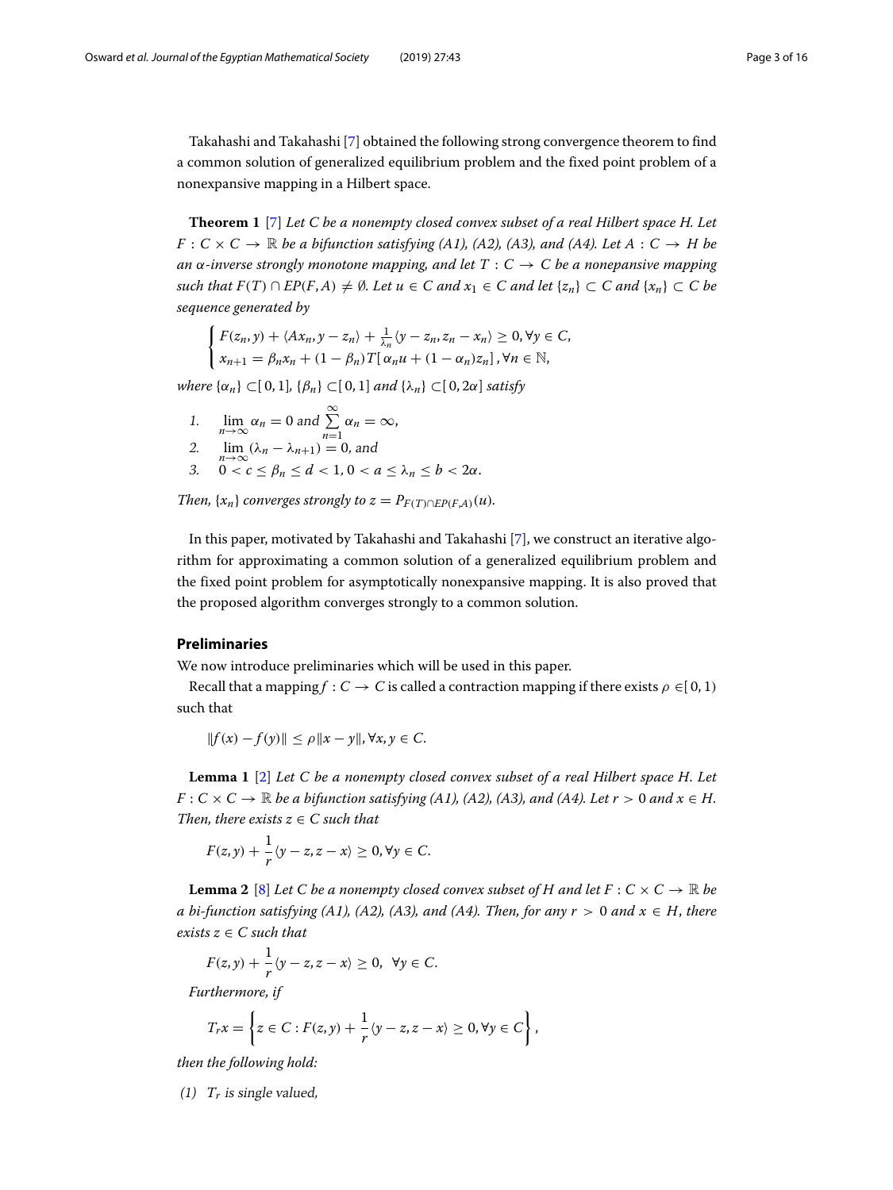Takahashi and Takahashi [7] obtained the following strong convergence theorem to find a common solution of generalized equilibrium problem and the fixed point problem of a nonexpansive mapping in a Hilbert space.

**Theorem 1** [7] *Let $C$ be a nonempty closed convex subset of a real Hilbert space $H$. Let $F : C \times C \to \mathbb{R}$ be a bifunction satisfying (A1), (A2), (A3), and (A4). Let $A : C \to H$ be an $\alpha$-inverse strongly monotone mapping, and let $T : C \to C$ be a nonepansive mapping such that $F(T) \cap EP(F, A) \neq \emptyset$. Let $u \in C$ and $x_1 \in C$ and let $\{z_n\} \subset C$ and $\{x_n\} \subset C$ be sequence generated by*

$$\begin{cases} F(z_n, y) + \langle Ax_n, y - z_n\rangle + \frac{1}{\lambda_n}\langle y - z_n, z_n - x_n\rangle \geq 0, \forall y \in C, \\ x_{n+1} = \beta_n x_n + (1 - \beta_n)T[\,\alpha_n u + (1 - \alpha_n)z_n]\,, \forall n \in \mathbb{N}, \end{cases}$$

*where $\{\alpha_n\} \subset [0, 1]$, $\{\beta_n\} \subset [0, 1]$ and $\{\lambda_n\} \subset [0, 2\alpha]$ satisfy*

1. $\lim_{n\to\infty} \alpha_n = 0$ and $\sum_{n=1}^{\infty} \alpha_n = \infty$,
2. $\lim_{n\to\infty} (\lambda_n - \lambda_{n+1}) = 0$, and
3. $0 < c \leq \beta_n \leq d < 1$, $0 < a \leq \lambda_n \leq b < 2\alpha$.

*Then, $\{x_n\}$ converges strongly to $z = P_{F(T)\cap EP(F,A)}(u)$.*

In this paper, motivated by Takahashi and Takahashi [7], we construct an iterative algorithm for approximating a common solution of a generalized equilibrium problem and the fixed point problem for asymptotically nonexpansive mapping. It is also proved that the proposed algorithm converges strongly to a common solution.

## Preliminaries

We now introduce preliminaries which will be used in this paper.

Recall that a mapping $f : C \to C$ is called a contraction mapping if there exists $\rho \in [0, 1)$ such that

$$\|f(x) - f(y)\| \leq \rho\|x - y\|, \forall x, y \in C.$$

**Lemma 1** [2] *Let $C$ be a nonempty closed convex subset of a real Hilbert space $H$. Let $F : C \times C \to \mathbb{R}$ be a bifunction satisfying (A1), (A2), (A3), and (A4). Let $r > 0$ and $x \in H$. Then, there exists $z \in C$ such that*

$$F(z, y) + \frac{1}{r}\langle y - z, z - x\rangle \geq 0, \forall y \in C.$$

**Lemma 2** [8] *Let $C$ be a nonempty closed convex subset of $H$ and let $F : C \times C \to \mathbb{R}$ be a bi-function satisfying (A1), (A2), (A3), and (A4). Then, for any $r > 0$ and $x \in H$, there exists $z \in C$ such that*

$$F(z, y) + \frac{1}{r}\langle y - z, z - x\rangle \geq 0, \quad \forall y \in C.$$

*Furthermore, if*

$$T_r x = \left\{ z \in C : F(z, y) + \frac{1}{r}\langle y - z, z - x\rangle \geq 0, \forall y \in C \right\},$$

*then the following hold:*

*(1) $T_r$ is single valued,*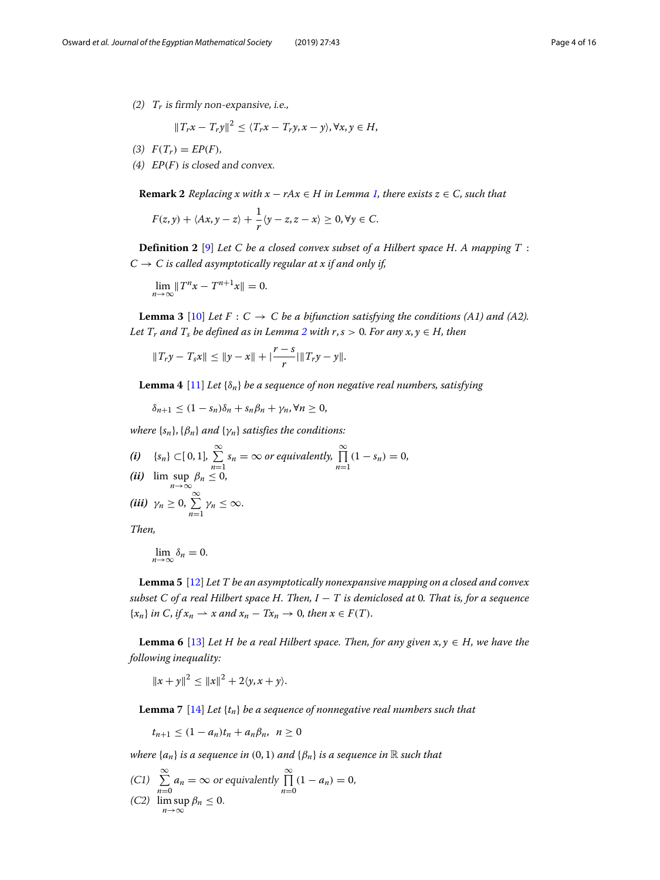*(2)* $T_r$ *is firmly non-expansive, i.e.,*

$$\|T_r x - T_r y\|^2 \leq \langle T_r x - T_r y, x - y\rangle, \forall x, y \in H,$$

*(3)* $F(T_r) = EP(F)$*,*

*(4)* $EP(F)$ *is closed and convex.*

**Remark 2** *Replacing* $x$ *with* $x - rAx \in H$ *in Lemma 1, there exists* $z \in C$*, such that*

$$F(z, y) + \langle Ax, y - z\rangle + \frac{1}{r}\langle y - z, z - x\rangle \geq 0, \forall y \in C.$$

**Definition 2** [9] *Let* $C$ *be a closed convex subset of a Hilbert space* $H$*. A mapping* $T : C \to C$ *is called asymptotically regular at* $x$ *if and only if,*

$$\lim_{n\to\infty} \|T^n x - T^{n+1} x\| = 0.$$

**Lemma 3** [10] *Let* $F : C \to C$ *be a bifunction satisfying the conditions (A1) and (A2). Let* $T_r$ *and* $T_s$ *be defined as in Lemma 2 with* $r, s > 0$*. For any* $x, y \in H$*, then*

$$\|T_r y - T_s x\| \leq \|y - x\| + |\frac{r - s}{r}|\|T_r y - y\|.$$

**Lemma 4** [11] *Let* $\{\delta_n\}$ *be a sequence of non negative real numbers, satisfying*

$$\delta_{n+1} \leq (1 - s_n)\delta_n + s_n\beta_n + \gamma_n, \forall n \geq 0,$$

*where* $\{s_n\}, \{\beta_n\}$ *and* $\{\gamma_n\}$ *satisfies the conditions:*

***(i)*** $\{s_n\} \subset [0, 1]$, $\sum_{n=1}^{\infty} s_n = \infty$ *or equivalently,* $\prod_{n=1}^{\infty}(1 - s_n) = 0$,

***(ii)*** $\limsup_{n\to\infty} \beta_n \leq 0$,

***(iii)*** $\gamma_n \geq 0$, $\sum_{n=1}^{\infty} \gamma_n \leq \infty$.

*Then,*

$$\lim_{n\to\infty} \delta_n = 0.$$

**Lemma 5** [12] *Let* $T$ *be an asymptotically nonexpansive mapping on a closed and convex subset* $C$ *of a real Hilbert space* $H$*. Then,* $I - T$ *is demiclosed at* $0$*. That is, for a sequence* $\{x_n\}$ *in* $C$*, if* $x_n \rightharpoonup x$ *and* $x_n - Tx_n \to 0$*, then* $x \in F(T)$*.*

**Lemma 6** [13] *Let* $H$ *be a real Hilbert space. Then, for any given* $x, y \in H$*, we have the following inequality:*

$$\|x + y\|^2 \leq \|x\|^2 + 2\langle y, x + y\rangle.$$

**Lemma 7** [14] *Let* $\{t_n\}$ *be a sequence of nonnegative real numbers such that*

$$t_{n+1} \leq (1 - a_n)t_n + a_n\beta_n, \quad n \geq 0$$

*where* $\{a_n\}$ *is a sequence in* $(0, 1)$ *and* $\{\beta_n\}$ *is a sequence in* $\mathbb{R}$ *such that*

*(C1)* $\sum_{n=0}^{\infty} a_n = \infty$ *or equivalently* $\prod_{n=0}^{\infty}(1 - a_n) = 0$,

*(C2)* $\limsup_{n\to\infty} \beta_n \leq 0$.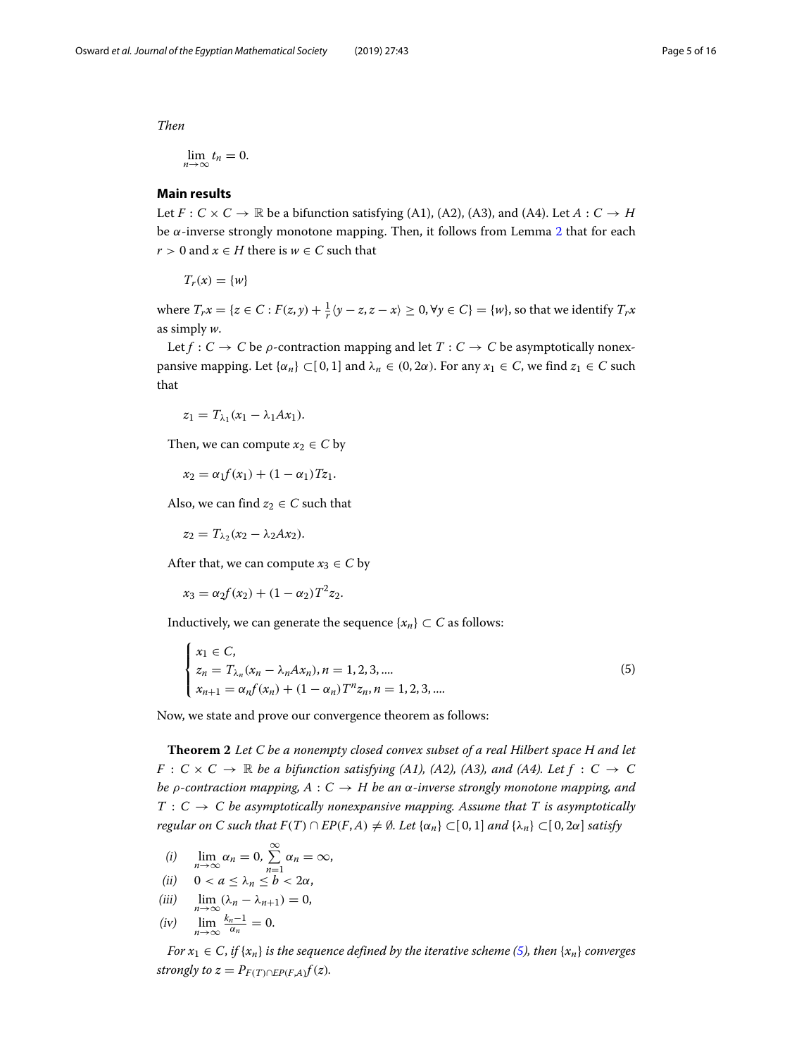*Then*

$$\lim_{n\to\infty} t_n = 0.$$

## Main results

Let $F : C \times C \to \mathbb{R}$ be a bifunction satisfying (A1), (A2), (A3), and (A4). Let $A : C \to H$ be $\alpha$-inverse strongly monotone mapping. Then, it follows from Lemma 2 that for each $r > 0$ and $x \in H$ there is $w \in C$ such that

$$T_r(x) = \{w\}$$

where $T_r x = \{z \in C : F(z, y) + \frac{1}{r}\langle y - z, z - x\rangle \geq 0, \forall y \in C\} = \{w\}$, so that we identify $T_r x$ as simply $w$.

Let $f : C \to C$ be $\rho$-contraction mapping and let $T : C \to C$ be asymptotically nonexpansive mapping. Let $\{\alpha_n\} \subset [0, 1]$ and $\lambda_n \in (0, 2\alpha)$. For any $x_1 \in C$, we find $z_1 \in C$ such that

$$z_1 = T_{\lambda_1}(x_1 - \lambda_1 A x_1).$$

Then, we can compute $x_2 \in C$ by

$$x_2 = \alpha_1 f(x_1) + (1 - \alpha_1) T z_1.$$

Also, we can find $z_2 \in C$ such that

$$z_2 = T_{\lambda_2}(x_2 - \lambda_2 A x_2).$$

After that, we can compute $x_3 \in C$ by

$$x_3 = \alpha_2 f(x_2) + (1 - \alpha_2) T^2 z_2.$$

Inductively, we can generate the sequence $\{x_n\} \subset C$ as follows:

$$\begin{cases} x_1 \in C, \\ z_n = T_{\lambda_n}(x_n - \lambda_n A x_n), n = 1, 2, 3, .... \\ x_{n+1} = \alpha_n f(x_n) + (1 - \alpha_n) T^n z_n, n = 1, 2, 3, .... \end{cases} \tag{5}$$

Now, we state and prove our convergence theorem as follows:

**Theorem 2** *Let $C$ be a nonempty closed convex subset of a real Hilbert space $H$ and let $F : C \times C \to \mathbb{R}$ be a bifunction satisfying (A1), (A2), (A3), and (A4). Let $f : C \to C$ be $\rho$-contraction mapping, $A : C \to H$ be an $\alpha$-inverse strongly monotone mapping, and $T : C \to C$ be asymptotically nonexpansive mapping. Assume that $T$ is asymptotically regular on $C$ such that $F(T) \cap EP(F, A) \neq \emptyset$. Let $\{\alpha_n\} \subset [0, 1]$ and $\{\lambda_n\} \subset [0, 2\alpha]$ satisfy*

*(i)* $\lim_{n\to\infty} \alpha_n = 0$, $\sum_{n=1}^{\infty} \alpha_n = \infty$,

*(ii)* $0 < a \leq \lambda_n \leq b < 2\alpha$,

*(iii)* $\lim_{n\to\infty} (\lambda_n - \lambda_{n+1}) = 0$,

*(iv)* $\lim_{n\to\infty} \frac{k_n - 1}{\alpha_n} = 0$.

*For $x_1 \in C$, if $\{x_n\}$ is the sequence defined by the iterative scheme (5), then $\{x_n\}$ converges strongly to $z = P_{F(T)\cap EP(F,A)} f(z)$.*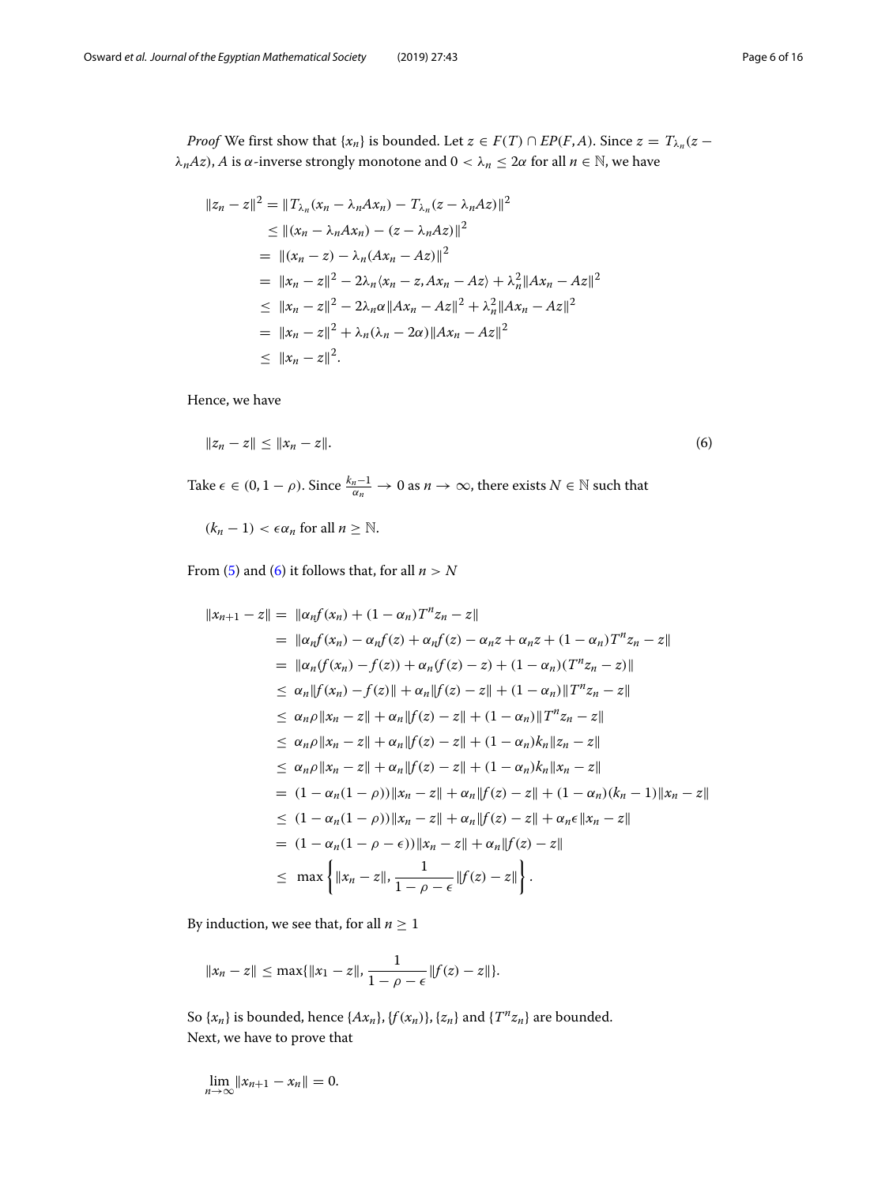*Proof* We first show that $\{x_n\}$ is bounded. Let $z \in F(T) \cap EP(F, A)$. Since $z = T_{\lambda_n}(z - \lambda_n Az)$, $A$ is $\alpha$-inverse strongly monotone and $0 < \lambda_n \leq 2\alpha$ for all $n \in \mathbb{N}$, we have

$$
\begin{aligned}
\|z_n - z\|^2 &= \|T_{\lambda_n}(x_n - \lambda_n Ax_n) - T_{\lambda_n}(z - \lambda_n Az)\|^2 \\
&\leq \|(x_n - \lambda_n Ax_n) - (z - \lambda_n Az)\|^2 \\
&= \|(x_n - z) - \lambda_n(Ax_n - Az)\|^2 \\
&= \|x_n - z\|^2 - 2\lambda_n\langle x_n - z, Ax_n - Az\rangle + \lambda_n^2\|Ax_n - Az\|^2 \\
&\leq \|x_n - z\|^2 - 2\lambda_n\alpha\|Ax_n - Az\|^2 + \lambda_n^2\|Ax_n - Az\|^2 \\
&= \|x_n - z\|^2 + \lambda_n(\lambda_n - 2\alpha)\|Ax_n - Az\|^2 \\
&\leq \|x_n - z\|^2.
\end{aligned}
$$

Hence, we have

$$
\|z_n - z\| \leq \|x_n - z\|. \tag{6}
$$

Take $\epsilon \in (0, 1 - \rho)$. Since $\frac{k_n - 1}{\alpha_n} \to 0$ as $n \to \infty$, there exists $N \in \mathbb{N}$ such that

$$
(k_n - 1) < \epsilon\alpha_n \text{ for all } n \geq \mathbb{N}.
$$

From (5) and (6) it follows that, for all $n > N$

$$
\begin{aligned}
\|x_{n+1} - z\| &= \|\alpha_n f(x_n) + (1 - \alpha_n)T^n z_n - z\| \\
&= \|\alpha_n f(x_n) - \alpha_n f(z) + \alpha_n f(z) - \alpha_n z + \alpha_n z + (1 - \alpha_n)T^n z_n - z\| \\
&= \|\alpha_n(f(x_n) - f(z)) + \alpha_n(f(z) - z) + (1 - \alpha_n)(T^n z_n - z)\| \\
&\leq \alpha_n\|f(x_n) - f(z)\| + \alpha_n\|f(z) - z\| + (1 - \alpha_n)\|T^n z_n - z\| \\
&\leq \alpha_n\rho\|x_n - z\| + \alpha_n\|f(z) - z\| + (1 - \alpha_n)\|T^n z_n - z\| \\
&\leq \alpha_n\rho\|x_n - z\| + \alpha_n\|f(z) - z\| + (1 - \alpha_n)k_n\|z_n - z\| \\
&\leq \alpha_n\rho\|x_n - z\| + \alpha_n\|f(z) - z\| + (1 - \alpha_n)k_n\|x_n - z\| \\
&= (1 - \alpha_n(1 - \rho))\|x_n - z\| + \alpha_n\|f(z) - z\| + (1 - \alpha_n)(k_n - 1)\|x_n - z\| \\
&\leq (1 - \alpha_n(1 - \rho))\|x_n - z\| + \alpha_n\|f(z) - z\| + \alpha_n\epsilon\|x_n - z\| \\
&= (1 - \alpha_n(1 - \rho - \epsilon))\|x_n - z\| + \alpha_n\|f(z) - z\| \\
&\leq \max\left\{\|x_n - z\|, \frac{1}{1 - \rho - \epsilon}\|f(z) - z\|\right\}.
\end{aligned}
$$

By induction, we see that, for all $n \geq 1$

$$
\|x_n - z\| \leq \max\{\|x_1 - z\|, \frac{1}{1 - \rho - \epsilon}\|f(z) - z\|\}.
$$

So $\{x_n\}$ is bounded, hence $\{Ax_n\}, \{f(x_n)\}, \{z_n\}$ and $\{T^n z_n\}$ are bounded.

Next, we have to prove that

$$
\lim_{n\to\infty}\|x_{n+1} - x_n\| = 0.
$$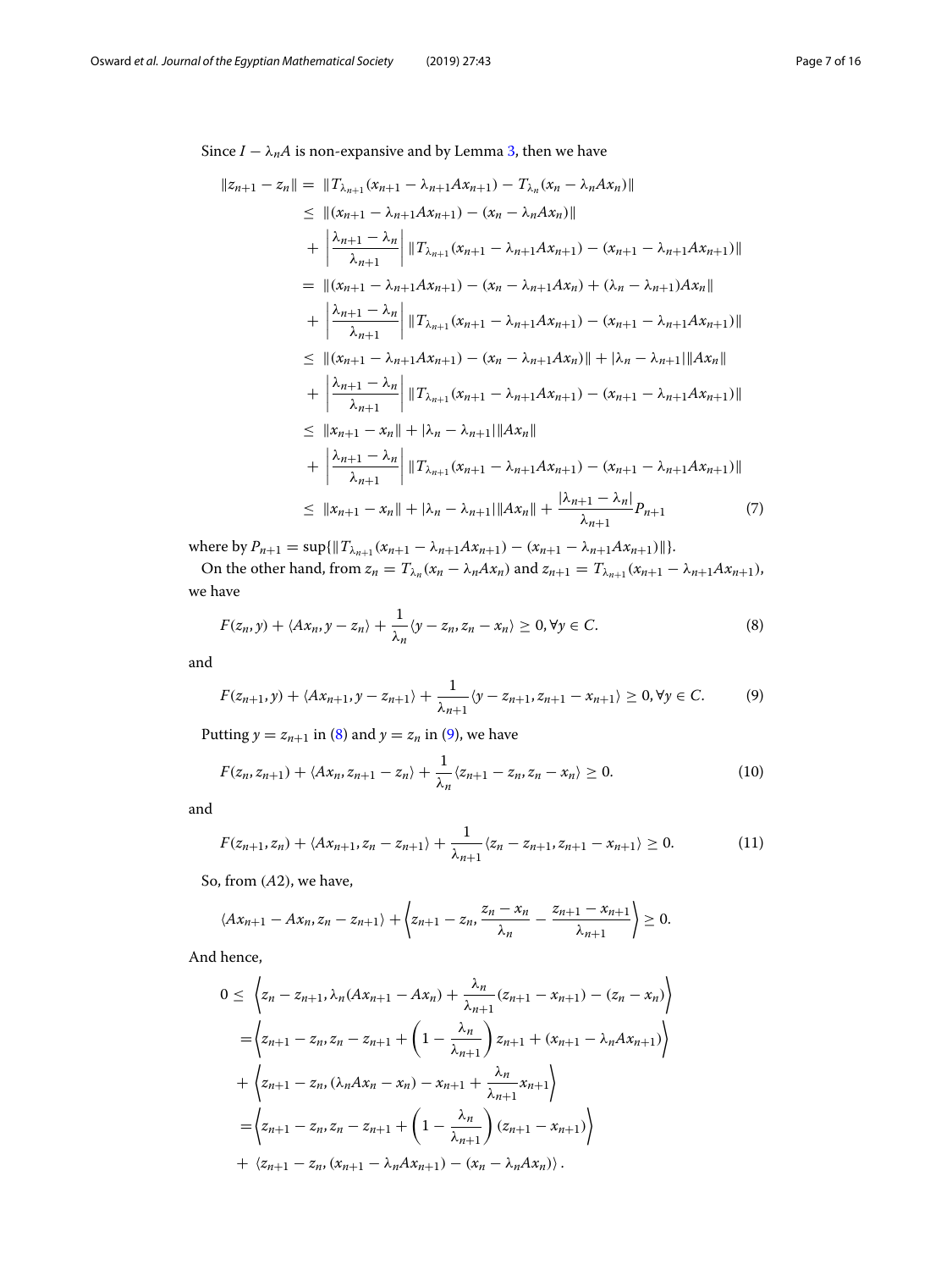Since $I - \lambda_n A$ is non-expansive and by Lemma 3, then we have

$$
\begin{aligned}
\|z_{n+1} - z_n\| =& \; \|T_{\lambda_{n+1}}(x_{n+1} - \lambda_{n+1}Ax_{n+1}) - T_{\lambda_n}(x_n - \lambda_n Ax_n)\| \\
\leq& \; \|(x_{n+1} - \lambda_{n+1}Ax_{n+1}) - (x_n - \lambda_n Ax_n)\| \\
&+ \left|\frac{\lambda_{n+1} - \lambda_n}{\lambda_{n+1}}\right| \|T_{\lambda_{n+1}}(x_{n+1} - \lambda_{n+1}Ax_{n+1}) - (x_{n+1} - \lambda_{n+1}Ax_{n+1})\| \\
=& \; \|(x_{n+1} - \lambda_{n+1}Ax_{n+1}) - (x_n - \lambda_{n+1}Ax_n) + (\lambda_n - \lambda_{n+1})Ax_n\| \\
&+ \left|\frac{\lambda_{n+1} - \lambda_n}{\lambda_{n+1}}\right| \|T_{\lambda_{n+1}}(x_{n+1} - \lambda_{n+1}Ax_{n+1}) - (x_{n+1} - \lambda_{n+1}Ax_{n+1})\| \\
\leq& \; \|(x_{n+1} - \lambda_{n+1}Ax_{n+1}) - (x_n - \lambda_{n+1}Ax_n)\| + |\lambda_n - \lambda_{n+1}|\|Ax_n\| \\
&+ \left|\frac{\lambda_{n+1} - \lambda_n}{\lambda_{n+1}}\right| \|T_{\lambda_{n+1}}(x_{n+1} - \lambda_{n+1}Ax_{n+1}) - (x_{n+1} - \lambda_{n+1}Ax_{n+1})\| \\
\leq& \; \|x_{n+1} - x_n\| + |\lambda_n - \lambda_{n+1}|\|Ax_n\| \\
&+ \left|\frac{\lambda_{n+1} - \lambda_n}{\lambda_{n+1}}\right| \|T_{\lambda_{n+1}}(x_{n+1} - \lambda_{n+1}Ax_{n+1}) - (x_{n+1} - \lambda_{n+1}Ax_{n+1})\| \\
\leq& \; \|x_{n+1} - x_n\| + |\lambda_n - \lambda_{n+1}|\|Ax_n\| + \frac{|\lambda_{n+1} - \lambda_n|}{\lambda_{n+1}} P_{n+1} \qquad (7)
\end{aligned}
$$

where by $P_{n+1} = \sup\{\|T_{\lambda_{n+1}}(x_{n+1} - \lambda_{n+1}Ax_{n+1}) - (x_{n+1} - \lambda_{n+1}Ax_{n+1})\|\}$.

On the other hand, from $z_n = T_{\lambda_n}(x_n - \lambda_n Ax_n)$ and $z_{n+1} = T_{\lambda_{n+1}}(x_{n+1} - \lambda_{n+1}Ax_{n+1})$, we have

$$
F(z_n, y) + \langle Ax_n, y - z_n\rangle + \frac{1}{\lambda_n}\langle y - z_n, z_n - x_n\rangle \geq 0, \forall y \in C. \qquad (8)
$$

and

$$
F(z_{n+1}, y) + \langle Ax_{n+1}, y - z_{n+1}\rangle + \frac{1}{\lambda_{n+1}}\langle y - z_{n+1}, z_{n+1} - x_{n+1}\rangle \geq 0, \forall y \in C. \qquad (9)
$$

Putting $y = z_{n+1}$ in (8) and $y = z_n$ in (9), we have

$$
F(z_n, z_{n+1}) + \langle Ax_n, z_{n+1} - z_n\rangle + \frac{1}{\lambda_n}\langle z_{n+1} - z_n, z_n - x_n\rangle \geq 0. \qquad (10)
$$

and

$$
F(z_{n+1}, z_n) + \langle Ax_{n+1}, z_n - z_{n+1}\rangle + \frac{1}{\lambda_{n+1}}\langle z_n - z_{n+1}, z_{n+1} - x_{n+1}\rangle \geq 0. \qquad (11)
$$

So, from $(A2)$, we have,

$$
\langle Ax_{n+1} - Ax_n, z_n - z_{n+1}\rangle + \left\langle z_{n+1} - z_n, \frac{z_n - x_n}{\lambda_n} - \frac{z_{n+1} - x_{n+1}}{\lambda_{n+1}}\right\rangle \geq 0.
$$

And hence,

$$
\begin{aligned}
0 \leq& \; \left\langle z_n - z_{n+1}, \lambda_n(Ax_{n+1} - Ax_n) + \frac{\lambda_n}{\lambda_{n+1}}(z_{n+1} - x_{n+1}) - (z_n - x_n)\right\rangle \\
=& \left\langle z_{n+1} - z_n, z_n - z_{n+1} + \left(1 - \frac{\lambda_n}{\lambda_{n+1}}\right) z_{n+1} + (x_{n+1} - \lambda_n Ax_{n+1})\right\rangle \\
&+ \left\langle z_{n+1} - z_n, (\lambda_n Ax_n - x_n) - x_{n+1} + \frac{\lambda_n}{\lambda_{n+1}} x_{n+1}\right\rangle \\
=& \left\langle z_{n+1} - z_n, z_n - z_{n+1} + \left(1 - \frac{\lambda_n}{\lambda_{n+1}}\right)(z_{n+1} - x_{n+1})\right\rangle \\
&+ \langle z_{n+1} - z_n, (x_{n+1} - \lambda_n Ax_{n+1}) - (x_n - \lambda_n Ax_n)\rangle.
\end{aligned}
$$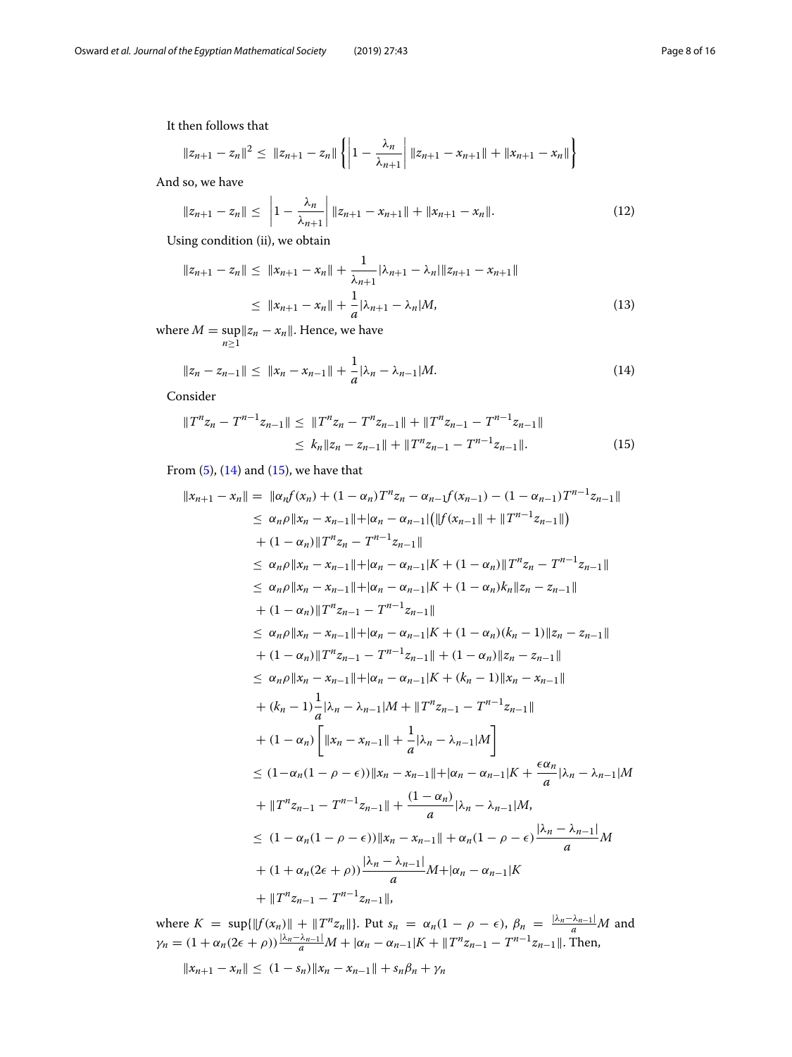It then follows that

$$\|z_{n+1} - z_n\|^2 \leq \|z_{n+1} - z_n\| \left\{ \left|1 - \frac{\lambda_n}{\lambda_{n+1}}\right| \|z_{n+1} - x_{n+1}\| + \|x_{n+1} - x_n\| \right\}$$

And so, we have

$$\|z_{n+1} - z_n\| \leq \left|1 - \frac{\lambda_n}{\lambda_{n+1}}\right| \|z_{n+1} - x_{n+1}\| + \|x_{n+1} - x_n\|. \tag{12}$$

Using condition (ii), we obtain

$$\begin{aligned} \|z_{n+1} - z_n\| &\leq \|x_{n+1} - x_n\| + \frac{1}{\lambda_{n+1}} |\lambda_{n+1} - \lambda_n| \|z_{n+1} - x_{n+1}\| \\ &\leq \|x_{n+1} - x_n\| + \frac{1}{a} |\lambda_{n+1} - \lambda_n| M, \end{aligned} \tag{13}$$

where $M = \sup_{n\geq 1} \|z_n - x_n\|$. Hence, we have

$$\|z_n - z_{n-1}\| \leq \|x_n - x_{n-1}\| + \frac{1}{a} |\lambda_n - \lambda_{n-1}| M. \tag{14}$$

Consider

$$\begin{aligned} \|T^n z_n - T^{n-1} z_{n-1}\| &\leq \|T^n z_n - T^n z_{n-1}\| + \|T^n z_{n-1} - T^{n-1} z_{n-1}\| \\ &\leq k_n \|z_n - z_{n-1}\| + \|T^n z_{n-1} - T^{n-1} z_{n-1}\|. \end{aligned} \tag{15}$$

From (5), (14) and (15), we have that

$$\begin{aligned} \|x_{n+1} - x_n\| &= \|\alpha_n f(x_n) + (1-\alpha_n) T^n z_n - \alpha_{n-1} f(x_{n-1}) - (1-\alpha_{n-1}) T^{n-1} z_{n-1}\| \\ &\leq \alpha_n \rho \|x_n - x_{n-1}\| + |\alpha_n - \alpha_{n-1}| \big( \|f(x_{n-1})\| + \|T^{n-1} z_{n-1}\| \big) \\ &\quad + (1-\alpha_n) \|T^n z_n - T^{n-1} z_{n-1}\| \\ &\leq \alpha_n \rho \|x_n - x_{n-1}\| + |\alpha_n - \alpha_{n-1}| K + (1-\alpha_n) \|T^n z_n - T^{n-1} z_{n-1}\| \\ &\leq \alpha_n \rho \|x_n - x_{n-1}\| + |\alpha_n - \alpha_{n-1}| K + (1-\alpha_n) k_n \|z_n - z_{n-1}\| \\ &\quad + (1-\alpha_n) \|T^n z_{n-1} - T^{n-1} z_{n-1}\| \\ &\leq \alpha_n \rho \|x_n - x_{n-1}\| + |\alpha_n - \alpha_{n-1}| K + (1-\alpha_n)(k_n - 1) \|z_n - z_{n-1}\| \\ &\quad + (1-\alpha_n) \|T^n z_{n-1} - T^{n-1} z_{n-1}\| + (1-\alpha_n) \|z_n - z_{n-1}\| \\ &\leq \alpha_n \rho \|x_n - x_{n-1}\| + |\alpha_n - \alpha_{n-1}| K + (k_n - 1) \|x_n - x_{n-1}\| \\ &\quad + (k_n - 1) \frac{1}{a} |\lambda_n - \lambda_{n-1}| M + \|T^n z_{n-1} - T^{n-1} z_{n-1}\| \\ &\quad + (1-\alpha_n) \left[ \|x_n - x_{n-1}\| + \frac{1}{a} |\lambda_n - \lambda_{n-1}| M \right] \\ &\leq (1 - \alpha_n (1 - \rho - \epsilon)) \|x_n - x_{n-1}\| + |\alpha_n - \alpha_{n-1}| K + \frac{\epsilon \alpha_n}{a} |\lambda_n - \lambda_{n-1}| M \\ &\quad + \|T^n z_{n-1} - T^{n-1} z_{n-1}\| + \frac{(1-\alpha_n)}{a} |\lambda_n - \lambda_{n-1}| M, \\ &\leq (1 - \alpha_n (1 - \rho - \epsilon)) \|x_n - x_{n-1}\| + \alpha_n (1 - \rho - \epsilon) \frac{|\lambda_n - \lambda_{n-1}|}{a} M \\ &\quad + (1 + \alpha_n (2\epsilon + \rho)) \frac{|\lambda_n - \lambda_{n-1}|}{a} M + |\alpha_n - \alpha_{n-1}| K \\ &\quad + \|T^n z_{n-1} - T^{n-1} z_{n-1}\|, \end{aligned}$$

where $K = \sup\{\|f(x_n)\| + \|T^n z_n\|\}$. Put $s_n = \alpha_n (1 - \rho - \epsilon)$, $\beta_n = \frac{|\lambda_n - \lambda_{n-1}|}{a} M$ and $\gamma_n = (1 + \alpha_n (2\epsilon + \rho)) \frac{|\lambda_n - \lambda_{n-1}|}{a} M + |\alpha_n - \alpha_{n-1}| K + \|T^n z_{n-1} - T^{n-1} z_{n-1}\|$. Then,

$$\|x_{n+1} - x_n\| \leq (1 - s_n) \|x_n - x_{n-1}\| + s_n \beta_n + \gamma_n$$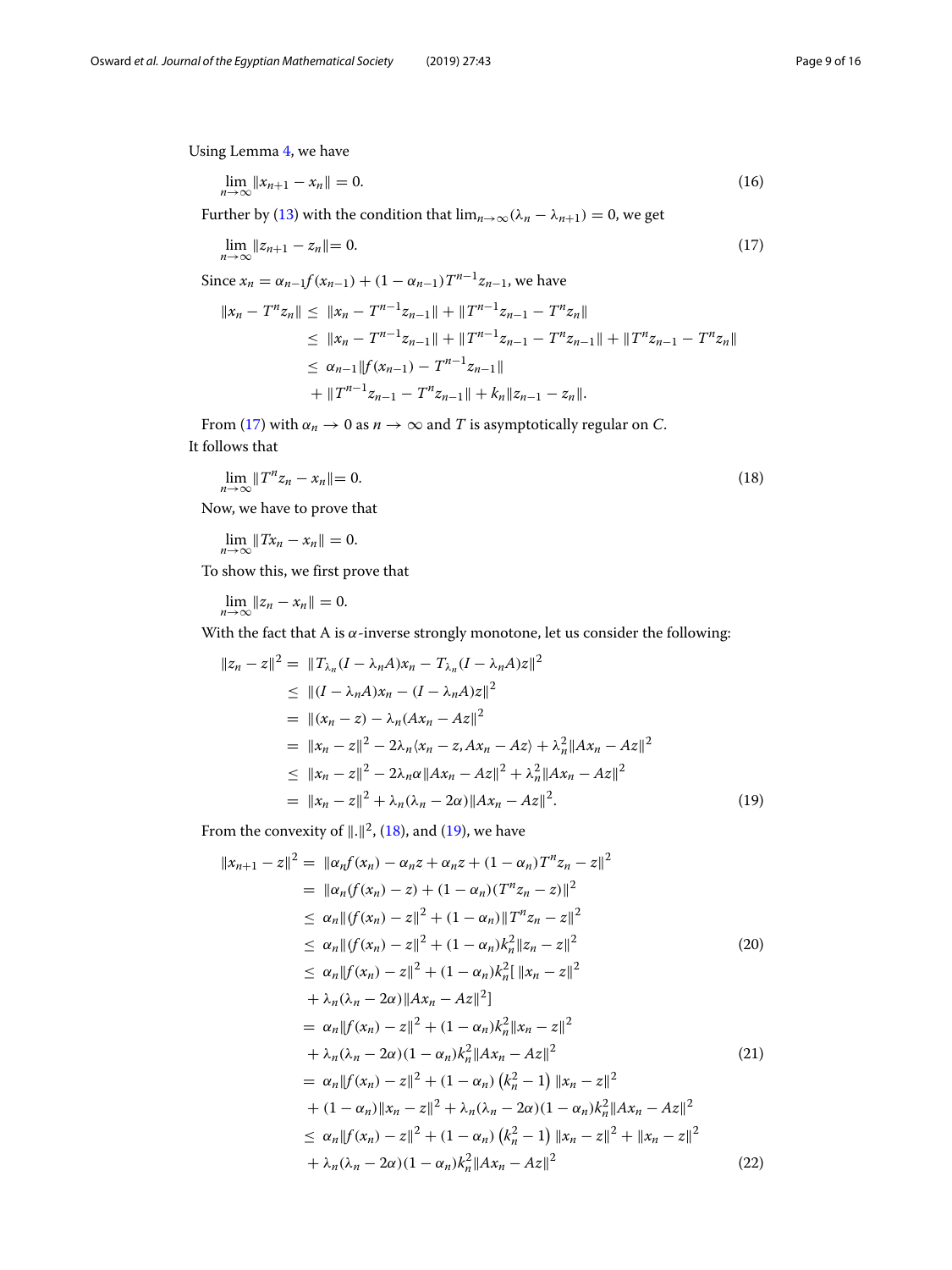Using Lemma 4, we have

$$\lim_{n\to\infty} \|x_{n+1} - x_n\| = 0. \tag{16}$$

Further by (13) with the condition that $\lim_{n\to\infty}(\lambda_n - \lambda_{n+1}) = 0$, we get

$$\lim_{n\to\infty} \|z_{n+1} - z_n\| = 0. \tag{17}$$

Since $x_n = \alpha_{n-1} f(x_{n-1}) + (1-\alpha_{n-1})T^{n-1}z_{n-1}$, we have

$$\begin{aligned}
\|x_n - T^n z_n\| \leq\ & \|x_n - T^{n-1}z_{n-1}\| + \|T^{n-1}z_{n-1} - T^n z_n\| \\
\leq\ & \|x_n - T^{n-1}z_{n-1}\| + \|T^{n-1}z_{n-1} - T^n z_{n-1}\| + \|T^n z_{n-1} - T^n z_n\| \\
\leq\ & \alpha_{n-1}\|f(x_{n-1}) - T^{n-1}z_{n-1}\| \\
& + \|T^{n-1}z_{n-1} - T^n z_{n-1}\| + k_n\|z_{n-1} - z_n\|.
\end{aligned}$$

From (17) with $\alpha_n \to 0$ as $n \to \infty$ and $T$ is asymptotically regular on $C$. It follows that

$$\lim_{n\to\infty} \|T^n z_n - x_n\| = 0. \tag{18}$$

Now, we have to prove that

$$\lim_{n\to\infty} \|Tx_n - x_n\| = 0.$$

To show this, we first prove that

$$\lim_{n\to\infty} \|z_n - x_n\| = 0.$$

With the fact that A is $\alpha$-inverse strongly monotone, let us consider the following:

$$\begin{aligned}
\|z_n - z\|^2 =\ & \|T_{\lambda_n}(I - \lambda_n A)x_n - T_{\lambda_n}(I - \lambda_n A)z\|^2 \\
\leq\ & \|(I - \lambda_n A)x_n - (I - \lambda_n A)z\|^2 \\
=\ & \|(x_n - z) - \lambda_n(Ax_n - Az\|^2 \\
=\ & \|x_n - z\|^2 - 2\lambda_n\langle x_n - z, Ax_n - Az\rangle + \lambda_n^2\|Ax_n - Az\|^2 \\
\leq\ & \|x_n - z\|^2 - 2\lambda_n\alpha\|Ax_n - Az\|^2 + \lambda_n^2\|Ax_n - Az\|^2 \\
=\ & \|x_n - z\|^2 + \lambda_n(\lambda_n - 2\alpha)\|Ax_n - Az\|^2.
\end{aligned} \tag{19}$$

From the convexity of $\|.\|^2$, (18), and (19), we have

$$\begin{aligned}
\|x_{n+1} - z\|^2 =\ & \|\alpha_n f(x_n) - \alpha_n z + \alpha_n z + (1-\alpha_n)T^n z_n - z\|^2 \\
=\ & \|\alpha_n(f(x_n) - z) + (1-\alpha_n)(T^n z_n - z)\|^2 \\
\leq\ & \alpha_n\|(f(x_n) - z\|^2 + (1-\alpha_n)\|T^n z_n - z\|^2 \\
\leq\ & \alpha_n\|(f(x_n) - z\|^2 + (1-\alpha_n)k_n^2\|z_n - z\|^2 \qquad (20) \\
\leq\ & \alpha_n\|f(x_n) - z\|^2 + (1-\alpha_n)k_n^2[\ \|x_n - z\|^2 \\
& + \lambda_n(\lambda_n - 2\alpha)\|Ax_n - Az\|^2] \\
=\ & \alpha_n\|f(x_n) - z\|^2 + (1-\alpha_n)k_n^2\|x_n - z\|^2 \\
& + \lambda_n(\lambda_n - 2\alpha)(1-\alpha_n)k_n^2\|Ax_n - Az\|^2 \qquad (21) \\
=\ & \alpha_n\|f(x_n) - z\|^2 + (1-\alpha_n)\left(k_n^2 - 1\right)\|x_n - z\|^2 \\
& + (1-\alpha_n)\|x_n - z\|^2 + \lambda_n(\lambda_n - 2\alpha)(1-\alpha_n)k_n^2\|Ax_n - Az\|^2 \\
\leq\ & \alpha_n\|f(x_n) - z\|^2 + (1-\alpha_n)\left(k_n^2 - 1\right)\|x_n - z\|^2 + \|x_n - z\|^2 \\
& + \lambda_n(\lambda_n - 2\alpha)(1-\alpha_n)k_n^2\|Ax_n - Az\|^2 \qquad (22)
\end{aligned}$$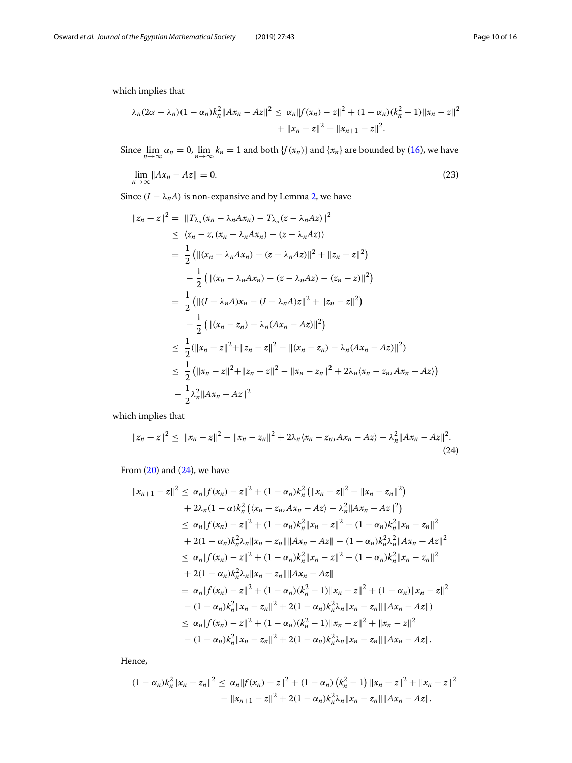which implies that

$$\lambda_n(2\alpha - \lambda_n)(1-\alpha_n)k_n^2\|Ax_n - Az\|^2 \leq \alpha_n\|f(x_n) - z\|^2 + (1-\alpha_n)(k_n^2 - 1)\|x_n - z\|^2 + \|x_n - z\|^2 - \|x_{n+1} - z\|^2.$$

Since $\lim_{n\to\infty} \alpha_n = 0$, $\lim_{n\to\infty} k_n = 1$ and both $\{f(x_n)\}$ and $\{x_n\}$ are bounded by (16), we have

$$\lim_{n\to\infty} \|Ax_n - Az\| = 0. \tag{23}$$

Since $(I - \lambda_n A)$ is non-expansive and by Lemma 2, we have

$$\begin{aligned}
\|z_n - z\|^2 =& \ \|T_{\lambda_n}(x_n - \lambda_n Ax_n) - T_{\lambda_n}(z - \lambda_n Az)\|^2 \\
\leq& \ \langle z_n - z, (x_n - \lambda_n Ax_n) - (z - \lambda_n Az)\rangle \\
=& \ \frac{1}{2}\left(\|(x_n - \lambda_n Ax_n) - (z - \lambda_n Az)\|^2 + \|z_n - z\|^2\right) \\
& - \frac{1}{2}\left(\|(x_n - \lambda_n Ax_n) - (z - \lambda_n Az) - (z_n - z)\|^2\right) \\
=& \ \frac{1}{2}\left(\|(I - \lambda_n A)x_n - (I - \lambda_n A)z\|^2 + \|z_n - z\|^2\right) \\
& - \frac{1}{2}\left(\|(x_n - z_n) - \lambda_n(Ax_n - Az)\|^2\right) \\
\leq& \ \frac{1}{2}(\|x_n - z\|^2 + \|z_n - z\|^2 - \|(x_n - z_n) - \lambda_n(Ax_n - Az)\|^2) \\
\leq& \ \frac{1}{2}\left(\|x_n - z\|^2 + \|z_n - z\|^2 - \|x_n - z_n\|^2 + 2\lambda_n\langle x_n - z_n, Ax_n - Az\rangle\right) \\
& - \frac{1}{2}\lambda_n^2\|Ax_n - Az\|^2
\end{aligned}$$

which implies that

$$\|z_n - z\|^2 \leq \|x_n - z\|^2 - \|x_n - z_n\|^2 + 2\lambda_n\langle x_n - z_n, Ax_n - Az\rangle - \lambda_n^2\|Ax_n - Az\|^2. \tag{24}$$

From (20) and (24), we have

$$\begin{aligned}
\|x_{n+1} - z\|^2 \leq& \ \alpha_n\|f(x_n) - z\|^2 + (1-\alpha_n)k_n^2\left(\|x_n - z\|^2 - \|x_n - z_n\|^2\right) \\
& + 2\lambda_n(1-\alpha)k_n^2\left(\langle x_n - z_n, Ax_n - Az\rangle - \lambda_n^2\|Ax_n - Az\|^2\right) \\
\leq& \ \alpha_n\|f(x_n) - z\|^2 + (1-\alpha_n)k_n^2\|x_n - z\|^2 - (1-\alpha_n)k_n^2\|x_n - z_n\|^2 \\
& + 2(1-\alpha_n)k_n^2\lambda_n\|x_n - z_n\|\|Ax_n - Az\| - (1-\alpha_n)k_n^2\lambda_n^2\|Ax_n - Az\|^2 \\
\leq& \ \alpha_n\|f(x_n) - z\|^2 + (1-\alpha_n)k_n^2\|x_n - z\|^2 - (1-\alpha_n)k_n^2\|x_n - z_n\|^2 \\
& + 2(1-\alpha_n)k_n^2\lambda_n\|x_n - z_n\|\|Ax_n - Az\| \\
=& \ \alpha_n\|f(x_n) - z\|^2 + (1-\alpha_n)(k_n^2 - 1)\|x_n - z\|^2 + (1-\alpha_n)\|x_n - z\|^2 \\
& - (1-\alpha_n)k_n^2\|x_n - z_n\|^2 + 2(1-\alpha_n)k_n^2\lambda_n\|x_n - z_n\|\|Ax_n - Az\|) \\
\leq& \ \alpha_n\|f(x_n) - z\|^2 + (1-\alpha_n)(k_n^2 - 1)\|x_n - z\|^2 + \|x_n - z\|^2 \\
& - (1-\alpha_n)k_n^2\|x_n - z_n\|^2 + 2(1-\alpha_n)k_n^2\lambda_n\|x_n - z_n\|\|Ax_n - Az\|.
\end{aligned}$$

Hence,

$$(1-\alpha_n)k_n^2\|x_n - z_n\|^2 \leq \alpha_n\|f(x_n) - z\|^2 + (1-\alpha_n)\left(k_n^2 - 1\right)\|x_n - z\|^2 + \|x_n - z\|^2 - \|x_{n+1} - z\|^2 + 2(1-\alpha_n)k_n^2\lambda_n\|x_n - z_n\|\|Ax_n - Az\|.$$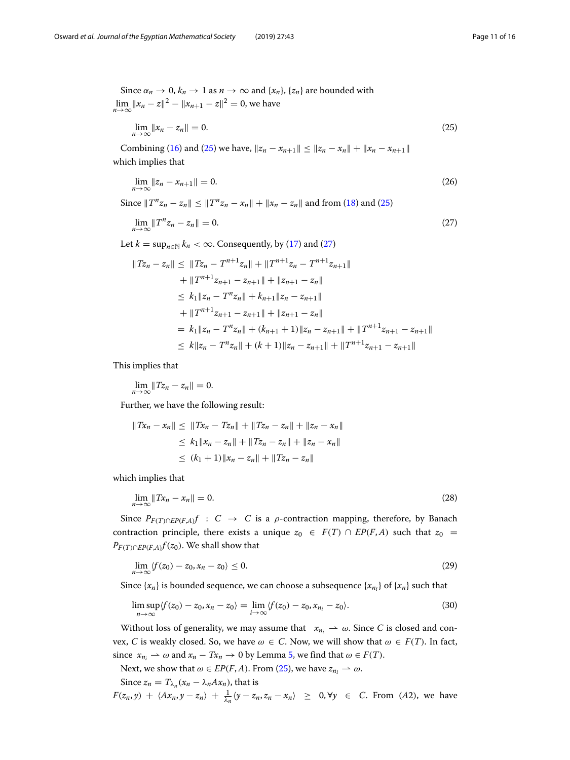Since $\alpha_n \to 0$, $k_n \to 1$ as $n \to \infty$ and $\{x_n\}$, $\{z_n\}$ are bounded with $\lim_{n\to\infty} \|x_n - z\|^2 - \|x_{n+1} - z\|^2 = 0$, we have

$$\lim_{n\to\infty} \|x_n - z_n\| = 0. \tag{25}$$

Combining (16) and (25) we have, $\|z_n - x_{n+1}\| \leq \|z_n - x_n\| + \|x_n - x_{n+1}\|$ which implies that

$$\lim_{n\to\infty} \|z_n - x_{n+1}\| = 0. \tag{26}$$

Since $\|T^n z_n - z_n\| \leq \|T^n z_n - x_n\| + \|x_n - z_n\|$ and from (18) and (25)

$$\lim_{n\to\infty} \|T^n z_n - z_n\| = 0. \tag{27}$$

Let $k = \sup_{n\in\mathbb{N}} k_n < \infty$. Consequently, by (17) and (27)

$$\begin{aligned}
\|Tz_n - z_n\| \leq\ & \|Tz_n - T^{n+1}z_n\| + \|T^{n+1}z_n - T^{n+1}z_{n+1}\| \\
& + \|T^{n+1}z_{n+1} - z_{n+1}\| + \|z_{n+1} - z_n\| \\
\leq\ & k_1\|z_n - T^n z_n\| + k_{n+1}\|z_n - z_{n+1}\| \\
& + \|T^{n+1}z_{n+1} - z_{n+1}\| + \|z_{n+1} - z_n\| \\
=\ & k_1\|z_n - T^n z_n\| + (k_{n+1} + 1)\|z_n - z_{n+1}\| + \|T^{n+1}z_{n+1} - z_{n+1}\| \\
\leq\ & k\|z_n - T^n z_n\| + (k + 1)\|z_n - z_{n+1}\| + \|T^{n+1}z_{n+1} - z_{n+1}\|
\end{aligned}$$

This implies that

$$\lim_{n\to\infty} \|Tz_n - z_n\| = 0.$$

Further, we have the following result:

$$\begin{aligned}
\|Tx_n - x_n\| \leq\ & \|Tx_n - Tz_n\| + \|Tz_n - z_n\| + \|z_n - x_n\| \\
\leq\ & k_1\|x_n - z_n\| + \|Tz_n - z_n\| + \|z_n - x_n\| \\
\leq\ & (k_1 + 1)\|x_n - z_n\| + \|Tz_n - z_n\|
\end{aligned}$$

which implies that

$$\lim_{n\to\infty} \|Tx_n - x_n\| = 0. \tag{28}$$

Since $P_{F(T)\cap EP(F,A)}f : C \to C$ is a $\rho$-contraction mapping, therefore, by Banach contraction principle, there exists a unique $z_0 \in F(T) \cap EP(F,A)$ such that $z_0 = P_{F(T)\cap EP(F,A)}f(z_0)$. We shall show that

$$\lim_{n\to\infty} \langle f(z_0) - z_0, x_n - z_0\rangle \leq 0. \tag{29}$$

Since $\{x_n\}$ is bounded sequence, we can choose a subsequence $\{x_{n_i}\}$ of $\{x_n\}$ such that

$$\limsup_{n\to\infty} \langle f(z_0) - z_0, x_n - z_0\rangle = \lim_{i\to\infty} \langle f(z_0) - z_0, x_{n_i} - z_0\rangle. \tag{30}$$

Without loss of generality, we may assume that $x_{n_i} \rightharpoonup \omega$. Since $C$ is closed and convex, $C$ is weakly closed. So, we have $\omega \in C$. Now, we will show that $\omega \in F(T)$. In fact, since $x_{n_i} \rightharpoonup \omega$ and $x_n - Tx_n \to 0$ by Lemma 5, we find that $\omega \in F(T)$.

Next, we show that $\omega \in EP(F,A)$. From (25), we have $z_{n_i} \rightharpoonup \omega$.

Since $z_n = T_{\lambda_n}(x_n - \lambda_n Ax_n)$, that is
$F(z_n, y) + \langle Ax_n, y - z_n\rangle + \frac{1}{\lambda_n}\langle y - z_n, z_n - x_n\rangle \geq 0, \forall y \in C$. From $(A2)$, we have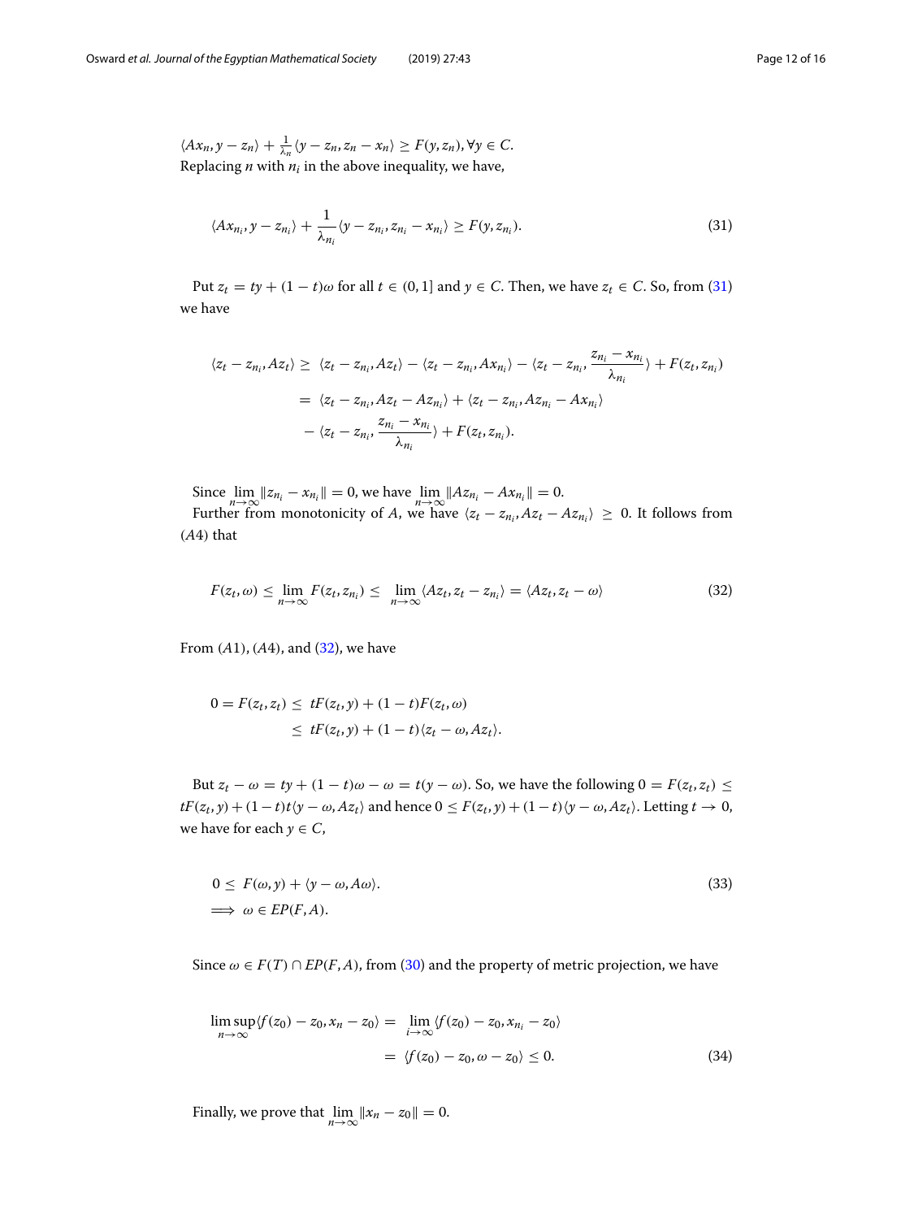$\langle Ax_n, y - z_n \rangle + \frac{1}{\lambda_n}\langle y - z_n, z_n - x_n \rangle \geq F(y, z_n), \forall y \in C.$
Replacing $n$ with $n_i$ in the above inequality, we have,

$$\langle Ax_{n_i}, y - z_{n_i} \rangle + \frac{1}{\lambda_{n_i}}\langle y - z_{n_i}, z_{n_i} - x_{n_i} \rangle \geq F(y, z_{n_i}). \tag{31}$$

Put $z_t = ty + (1-t)\omega$ for all $t \in (0, 1]$ and $y \in C$. Then, we have $z_t \in C$. So, from (31) we have

$$\begin{aligned}
\langle z_t - z_{n_i}, Az_t \rangle \geq\ & \langle z_t - z_{n_i}, Az_t \rangle - \langle z_t - z_{n_i}, Ax_{n_i} \rangle - \langle z_t - z_{n_i}, \frac{z_{n_i} - x_{n_i}}{\lambda_{n_i}} \rangle + F(z_t, z_{n_i}) \\
=\ & \langle z_t - z_{n_i}, Az_t - Az_{n_i} \rangle + \langle z_t - z_{n_i}, Az_{n_i} - Ax_{n_i} \rangle \\
& - \langle z_t - z_{n_i}, \frac{z_{n_i} - x_{n_i}}{\lambda_{n_i}} \rangle + F(z_t, z_{n_i}).
\end{aligned}$$

Since $\lim_{n\to\infty} \|z_{n_i} - x_{n_i}\| = 0$, we have $\lim_{n\to\infty} \|Az_{n_i} - Ax_{n_i}\| = 0$.
Further from monotonicity of $A$, we have $\langle z_t - z_{n_i}, Az_t - Az_{n_i} \rangle \geq 0$. It follows from $(A4)$ that

$$F(z_t, \omega) \leq \lim_{n\to\infty} F(z_t, z_{n_i}) \leq \lim_{n\to\infty} \langle Az_t, z_t - z_{n_i} \rangle = \langle Az_t, z_t - \omega \rangle \tag{32}$$

From $(A1)$, $(A4)$, and (32), we have

$$\begin{aligned}
0 = F(z_t, z_t) \leq\ & tF(z_t, y) + (1-t)F(z_t, \omega) \\
\leq\ & tF(z_t, y) + (1-t)\langle z_t - \omega, Az_t \rangle.
\end{aligned}$$

But $z_t - \omega = ty + (1-t)\omega - \omega = t(y - \omega)$. So, we have the following $0 = F(z_t, z_t) \leq tF(z_t, y) + (1-t)t\langle y - \omega, Az_t \rangle$ and hence $0 \leq F(z_t, y) + (1-t)\langle y - \omega, Az_t \rangle$. Letting $t \to 0$, we have for each $y \in C$,

$$\begin{aligned}
& 0 \leq F(\omega, y) + \langle y - \omega, A\omega \rangle. \\
& \Longrightarrow \omega \in EP(F, A).
\end{aligned} \tag{33}$$

Since $\omega \in F(T) \cap EP(F, A)$, from (30) and the property of metric projection, we have

$$\begin{aligned}
\limsup_{n\to\infty} \langle f(z_0) - z_0, x_n - z_0 \rangle =\ & \lim_{i\to\infty} \langle f(z_0) - z_0, x_{n_i} - z_0 \rangle \\
=\ & \langle f(z_0) - z_0, \omega - z_0 \rangle \leq 0.
\end{aligned} \tag{34}$$

Finally, we prove that $\lim_{n\to\infty} \|x_n - z_0\| = 0$.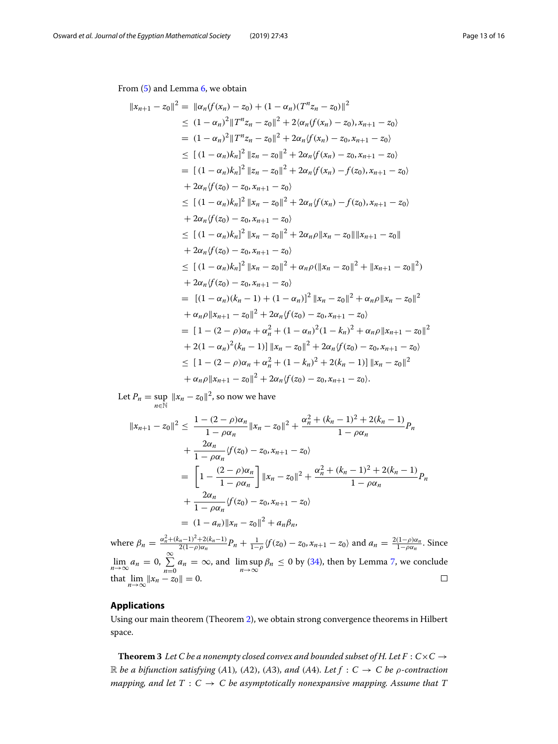From (5) and Lemma 6, we obtain

$$
\begin{aligned}
\|x_{n+1} - z_0\|^2 =&\ \|\alpha_n(f(x_n) - z_0) + (1-\alpha_n)(T^n z_n - z_0)\|^2 \\
\leq&\ (1-\alpha_n)^2\|T^n z_n - z_0\|^2 + 2\langle \alpha_n(f(x_n) - z_0), x_{n+1} - z_0\rangle \\
=&\ (1-\alpha_n)^2\|T^n z_n - z_0\|^2 + 2\alpha_n\langle f(x_n) - z_0, x_{n+1} - z_0\rangle \\
\leq&\ [\,(1-\alpha_n)k_n]^2\,\|z_n - z_0\|^2 + 2\alpha_n\langle f(x_n) - z_0, x_{n+1} - z_0\rangle \\
=&\ [\,(1-\alpha_n)k_n]^2\,\|z_n - z_0\|^2 + 2\alpha_n\langle f(x_n) - f(z_0), x_{n+1} - z_0\rangle \\
&+ 2\alpha_n\langle f(z_0) - z_0, x_{n+1} - z_0\rangle \\
\leq&\ [\,(1-\alpha_n)k_n]^2\,\|x_n - z_0\|^2 + 2\alpha_n\langle f(x_n) - f(z_0), x_{n+1} - z_0\rangle \\
&+ 2\alpha_n\langle f(z_0) - z_0, x_{n+1} - z_0\rangle \\
\leq&\ [\,(1-\alpha_n)k_n]^2\,\|x_n - z_0\|^2 + 2\alpha_n\rho\|x_n - z_0\|\|x_{n+1} - z_0\| \\
&+ 2\alpha_n\langle f(z_0) - z_0, x_{n+1} - z_0\rangle \\
\leq&\ [\,(1-\alpha_n)k_n]^2\,\|x_n - z_0\|^2 + \alpha_n\rho(\|x_n - z_0\|^2 + \|x_{n+1} - z_0\|^2) \\
&+ 2\alpha_n\langle f(z_0) - z_0, x_{n+1} - z_0\rangle \\
=&\ [(1-\alpha_n)(k_n - 1) + (1-\alpha_n)]^2\,\|x_n - z_0\|^2 + \alpha_n\rho\|x_n - z_0\|^2 \\
&+ \alpha_n\rho\|x_{n+1} - z_0\|^2 + 2\alpha_n\langle f(z_0) - z_0, x_{n+1} - z_0\rangle \\
=&\ [\,1 - (2-\rho)\alpha_n + \alpha_n^2 + (1-\alpha_n)^2(1-k_n)^2 + \alpha_n\rho\|x_{n+1} - z_0\|^2 \\
&+ 2(1-\alpha_n)^2(k_n - 1)]\,\|x_n - z_0\|^2 + 2\alpha_n\langle f(z_0) - z_0, x_{n+1} - z_0\rangle \\
\leq&\ [\,1 - (2-\rho)\alpha_n + \alpha_n^2 + (1-k_n)^2 + 2(k_n - 1)]\,\|x_n - z_0\|^2 \\
&+ \alpha_n\rho\|x_{n+1} - z_0\|^2 + 2\alpha_n\langle f(z_0) - z_0, x_{n+1} - z_0\rangle.
\end{aligned}
$$

Let $P_n = \sup_{n\in\mathbb{N}} \|x_n - z_0\|^2$, so now we have

$$
\begin{aligned}
\|x_{n+1} - z_0\|^2 \leq&\ \frac{1-(2-\rho)\alpha_n}{1-\rho\alpha_n}\|x_n - z_0\|^2 + \frac{\alpha_n^2 + (k_n-1)^2 + 2(k_n-1)}{1-\rho\alpha_n}P_n \\
&+ \frac{2\alpha_n}{1-\rho\alpha_n}\langle f(z_0) - z_0, x_{n+1} - z_0\rangle \\
=&\ \left[1 - \frac{(2-\rho)\alpha_n}{1-\rho\alpha_n}\right]\|x_n - z_0\|^2 + \frac{\alpha_n^2 + (k_n-1)^2 + 2(k_n-1)}{1-\rho\alpha_n}P_n \\
&+ \frac{2\alpha_n}{1-\rho\alpha_n}\langle f(z_0) - z_0, x_{n+1} - z_0\rangle \\
=&\ (1-a_n)\|x_n - z_0\|^2 + a_n\beta_n,
\end{aligned}
$$

where $\beta_n = \frac{\alpha_n^2 + (k_n-1)^2 + 2(k_n-1)}{2(1-\rho)\alpha_n}P_n + \frac{1}{1-\rho}\langle f(z_0) - z_0, x_{n+1} - z_0\rangle$ and $a_n = \frac{2(1-\rho)\alpha_n}{1-\rho\alpha_n}$. Since $\lim_{n\to\infty} a_n = 0$, $\sum_{n=0}^{\infty} a_n = \infty$, and $\limsup_{n\to\infty} \beta_n \leq 0$ by (34), then by Lemma 7, we conclude that $\lim_{n\to\infty} \|x_n - z_0\| = 0$. □

## Applications

Using our main theorem (Theorem 2), we obtain strong convergence theorems in Hilbert space.

**Theorem 3** *Let $C$ be a nonempty closed convex and bounded subset of $H$. Let $F : C\times C \to \mathbb{R}$ be a bifunction satisfying (A1), (A2), (A3), and (A4). Let $f : C \to C$ be $\rho$-contraction mapping, and let $T : C \to C$ be asymptotically nonexpansive mapping. Assume that $T$*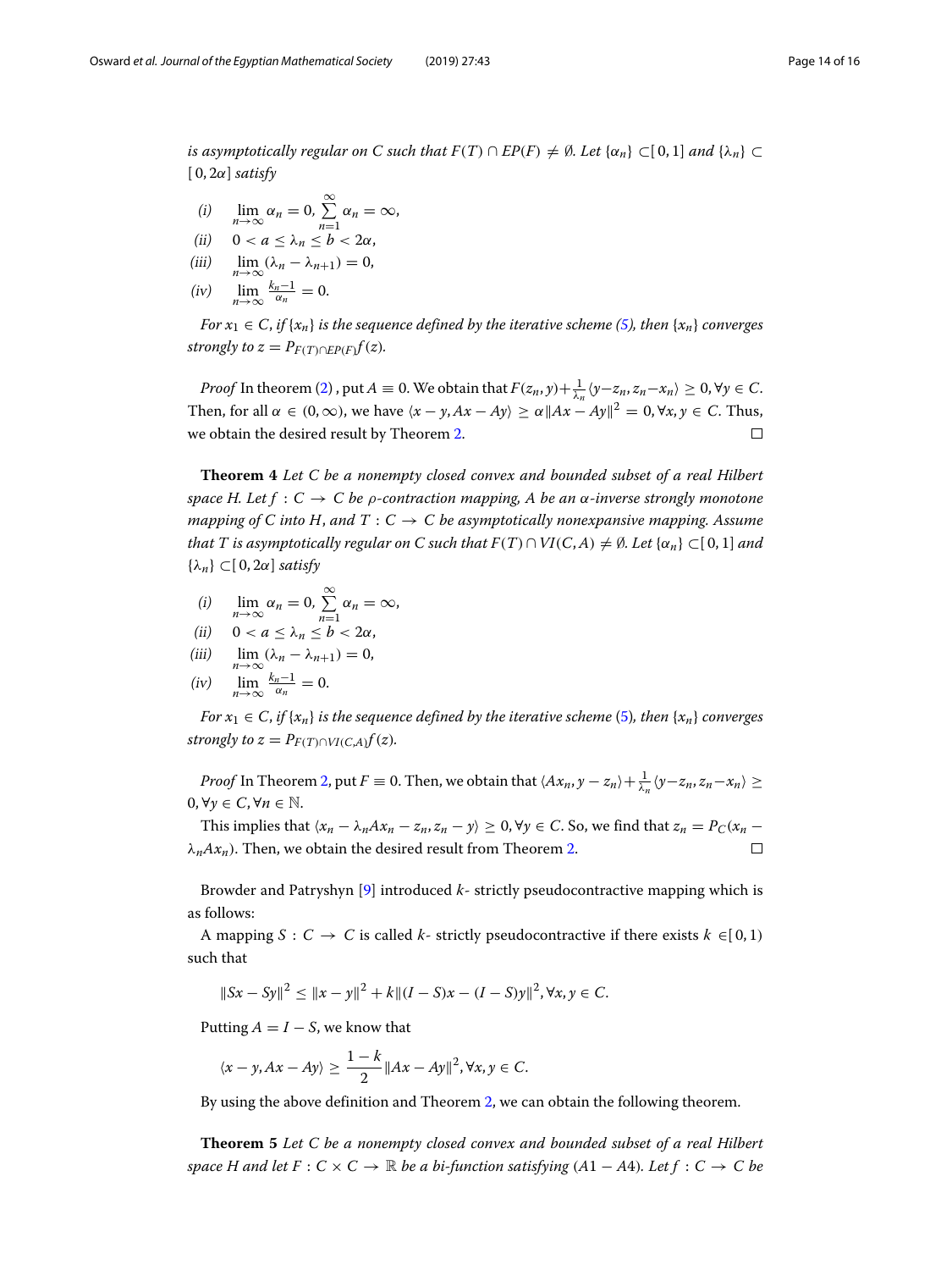*is asymptotically regular on $C$ such that $F(T) \cap EP(F) \neq \emptyset$. Let $\{\alpha_n\} \subset [0, 1]$ and $\{\lambda_n\} \subset [0, 2\alpha]$ satisfy*

*(i)* $\lim_{n\to\infty} \alpha_n = 0, \sum_{n=1}^{\infty} \alpha_n = \infty,$

*(ii)* $0 < a \le \lambda_n \le b < 2\alpha,$

*(iii)* $\lim_{n\to\infty} (\lambda_n - \lambda_{n+1}) = 0,$

*(iv)* $\lim_{n\to\infty} \frac{k_n - 1}{\alpha_n} = 0.$

*For $x_1 \in C$, if $\{x_n\}$ is the sequence defined by the iterative scheme (5), then $\{x_n\}$ converges strongly to $z = P_{F(T)\cap EP(F)} f(z)$.*

*Proof* In theorem (2), put $A \equiv 0$. We obtain that $F(z_n, y) + \frac{1}{\lambda_n}\langle y - z_n, z_n - x_n\rangle \ge 0, \forall y \in C$. Then, for all $\alpha \in (0, \infty)$, we have $\langle x - y, Ax - Ay\rangle \ge \alpha \|Ax - Ay\|^2 = 0, \forall x, y \in C$. Thus, we obtain the desired result by Theorem 2. □

**Theorem 4** *Let $C$ be a nonempty closed convex and bounded subset of a real Hilbert space $H$. Let $f : C \to C$ be $\rho$-contraction mapping, $A$ be an $\alpha$-inverse strongly monotone mapping of $C$ into $H$, and $T : C \to C$ be asymptotically nonexpansive mapping. Assume that $T$ is asymptotically regular on $C$ such that $F(T) \cap VI(C, A) \neq \emptyset$. Let $\{\alpha_n\} \subset [0, 1]$ and $\{\lambda_n\} \subset [0, 2\alpha]$ satisfy*

*(i)* $\lim_{n\to\infty} \alpha_n = 0, \sum_{n=1}^{\infty} \alpha_n = \infty,$

*(ii)* $0 < a \le \lambda_n \le b < 2\alpha,$

*(iii)* $\lim_{n\to\infty} (\lambda_n - \lambda_{n+1}) = 0,$

*(iv)* $\lim_{n\to\infty} \frac{k_n - 1}{\alpha_n} = 0.$

*For $x_1 \in C$, if $\{x_n\}$ is the sequence defined by the iterative scheme (5), then $\{x_n\}$ converges strongly to $z = P_{F(T)\cap VI(C,A)} f(z)$.*

*Proof* In Theorem 2, put $F \equiv 0$. Then, we obtain that $\langle Ax_n, y - z_n\rangle + \frac{1}{\lambda_n}\langle y - z_n, z_n - x_n\rangle \ge 0, \forall y \in C, \forall n \in \mathbb{N}$.

This implies that $\langle x_n - \lambda_n Ax_n - z_n, z_n - y\rangle \ge 0, \forall y \in C$. So, we find that $z_n = P_C(x_n - \lambda_n Ax_n)$. Then, we obtain the desired result from Theorem 2. □

Browder and Patryshyn [9] introduced $k$- strictly pseudocontractive mapping which is as follows:

A mapping $S : C \to C$ is called $k$- strictly pseudocontractive if there exists $k \in [0, 1)$ such that

$$\|Sx - Sy\|^2 \le \|x - y\|^2 + k\|(I - S)x - (I - S)y\|^2, \forall x, y \in C.$$

Putting $A = I - S$, we know that

$$\langle x - y, Ax - Ay\rangle \ge \frac{1 - k}{2}\|Ax - Ay\|^2, \forall x, y \in C.$$

By using the above definition and Theorem 2, we can obtain the following theorem.

**Theorem 5** *Let $C$ be a nonempty closed convex and bounded subset of a real Hilbert space $H$ and let $F : C \times C \to \mathbb{R}$ be a bi-function satisfying $(A1 - A4)$. Let $f : C \to C$ be*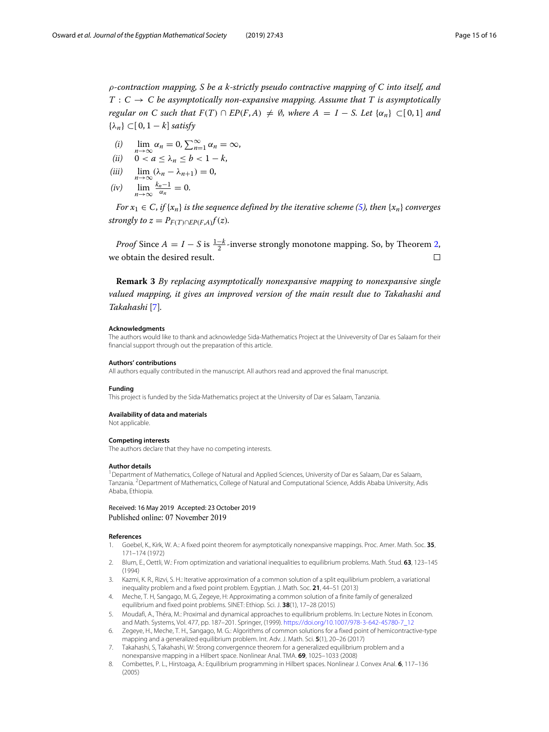*$\rho$-contraction mapping, $S$ be a $k$-strictly pseudo contractive mapping of $C$ into itself, and $T : C \to C$ be asymptotically non-expansive mapping. Assume that $T$ is asymptotically regular on $C$ such that $F(T) \cap EP(F, A) \neq \emptyset$, where $A = I - S$. Let $\{\alpha_n\} \subset [0, 1]$ and $\{\lambda_n\} \subset [0, 1-k]$ satisfy*

*(i)* $\lim_{n\to\infty} \alpha_n = 0, \sum_{n=1}^{\infty} \alpha_n = \infty,$

*(ii)* $0 < a \leq \lambda_n \leq b < 1-k,$

*(iii)* $\lim_{n\to\infty} (\lambda_n - \lambda_{n+1}) = 0,$

*(iv)* $\lim_{n\to\infty} \frac{k_n - 1}{\alpha_n} = 0.$

*For $x_1 \in C$, if $\{x_n\}$ is the sequence defined by the iterative scheme (5), then $\{x_n\}$ converges strongly to $z = P_{F(T)\cap EP(F,A)} f(z)$.*

*Proof* Since $A = I - S$ is $\frac{1-k}{2}$-inverse strongly monotone mapping. So, by Theorem 2, we obtain the desired result. □

**Remark 3** *By replacing asymptotically nonexpansive mapping to nonexpansive single valued mapping, it gives an improved version of the main result due to Takahashi and Takahashi [7].*

#### Acknowledgments
The authors would like to thank and acknowledge Sida-Mathematics Project at the Univeversity of Dar es Salaam for their financial support through out the preparation of this article.

#### Authors' contributions
All authors equally contributed in the manuscript. All authors read and approved the final manuscript.

#### Funding
This project is funded by the Sida-Mathematics project at the University of Dar es Salaam, Tanzania.

#### Availability of data and materials
Not applicable.

#### Competing interests
The authors declare that they have no competing interests.

#### Author details
[1]Department of Mathematics, College of Natural and Applied Sciences, University of Dar es Salaam, Dar es Salaam, Tanzania. [2]Department of Mathematics, College of Natural and Computational Science, Addis Ababa University, Adis Ababa, Ethiopia.

Received: 16 May 2019 Accepted: 23 October 2019
Published online: 07 November 2019

#### References
1. Goebel, K., Kirk, W. A.: A fixed point theorem for asymptotically nonexpansive mappings. Proc. Amer. Math. Soc. **35**, 171–174 (1972)
2. Blum, E., Oettli, W.: From optimization and variational inequalities to equilibrium problems. Math. Stud. **63**, 123–145 (1994)
3. Kazmi, K. R., Rizvi, S. H.: Iterative approximation of a common solution of a split equilibrium problem, a variational inequality problem and a fixed point problem. Egyptian. J. Math. Soc. **21**, 44–51 (2013)
4. Meche, T. H, Sangago, M. G, Zegeye, H: Approximating a common solution of a finite family of generalized equilibrium and fixed point problems. SINET: Ethiop. Sci. J. **38**(1), 17–28 (2015)
5. Moudafi, A., Théra, M.: Proximal and dynamical approaches to equilibrium problems. In: Lecture Notes in Econom. and Math. Systems, Vol. 477, pp. 187–201. Springer, (1999). https://doi.org/10.1007/978-3-642-45780-7_12
6. Zegeye, H., Meche, T. H., Sangago, M. G.: Algorithms of common solutions for a fixed point of hemicontractive-type mapping and a generalized equilibrium problem. Int. Adv. J. Math. Sci. **5**(1), 20–26 (2017)
7. Takahashi, S, Takahashi, W: Strong convergennce theorem for a generalized equilibrium problem and a nonexpansive mapping in a Hilbert space. Nonlinear Anal. TMA. **69**, 1025–1033 (2008)
8. Combettes, P. L., Hirstoaga, A.: Equilibrium programming in Hilbert spaces. Nonlinear J. Convex Anal. **6**, 117–136 (2005)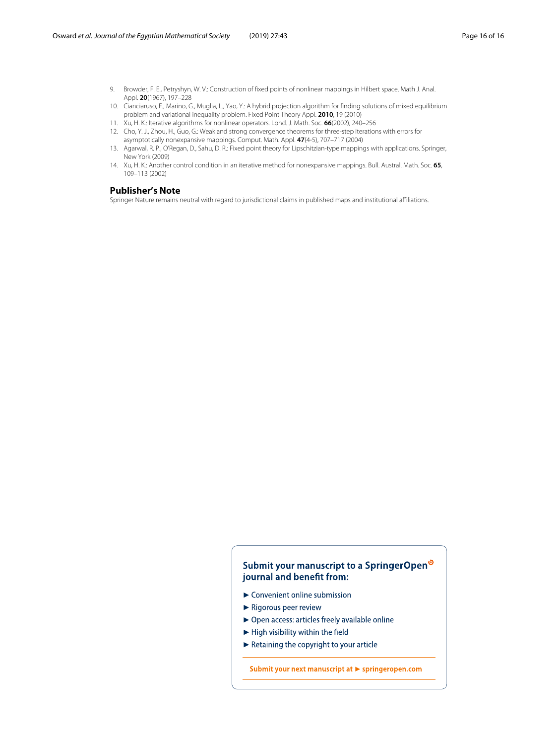9. Browder, F. E., Petryshyn, W. V.: Construction of fixed points of nonlinear mappings in Hilbert space. Math J. Anal. Appl. **20**(1967), 197–228
10. Cianciaruso, F., Marino, G., Muglia, L., Yao, Y.: A hybrid projection algorithm for finding solutions of mixed equilibrium problem and variational inequality problem. Fixed Point Theory Appl. **2010**, 19 (2010)
11. Xu, H. K.: Iterative algorithms for nonlinear operators. Lond. J. Math. Soc. **66**(2002), 240–256
12. Cho, Y. J., Zhou, H., Guo, G.: Weak and strong convergence theorems for three-step iterations with errors for asymptotically nonexpansive mappings. Comput. Math. Appl. **47**(4-5), 707–717 (2004)
13. Agarwal, R. P., O'Regan, D., Sahu, D. R.: Fixed point theory for Lipschitzian-type mappings with applications. Springer, New York (2009)
14. Xu, H. K.: Another control condition in an iterative method for nonexpansive mappings. Bull. Austral. Math. Soc. **65**, 109–113 (2002)

## Publisher's Note

Springer Nature remains neutral with regard to jurisdictional claims in published maps and institutional affiliations.

**Submit your manuscript to a SpringerOpen journal and benefit from:**

- ► Convenient online submission
- ► Rigorous peer review
- ► Open access: articles freely available online
- ► High visibility within the field
- ► Retaining the copyright to your article

**Submit your next manuscript at ► springeropen.com**